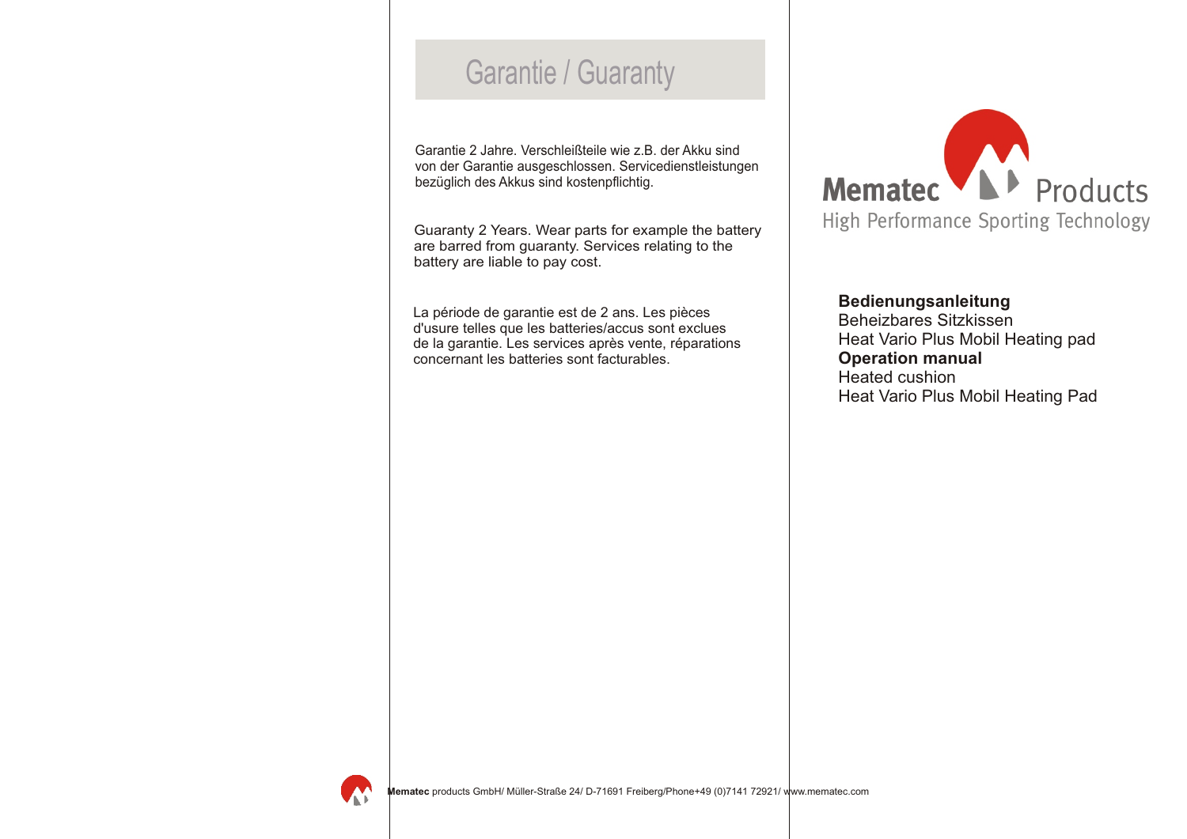## Garantie / Guaranty

Garantie 2 Jahre. Verschleißteile wie z.B. der Akku sind von der Garantie ausgeschlossen. Servicedienstleistungen bezüglich des Akkus sind kostenpflichtig.

Guaranty 2 Years. Wear parts for example the battery are barred from guaranty. Services relating to the battery are liable to pay cost.

La période de garantie est de 2 ans. Les pièces d'usure telles que les batteries/accus sont exclues de la garantie. Les services après vente, réparations concernant les batteries sont facturables.

Mematec Products
High Performance Sporting Technology

**Bedienungsanleitung**
Beheizbares Sitzkissen
Heat Vario Plus Mobil Heating pad

**Operation manual**
Heated cushion
Heat Vario Plus Mobil Heating Pad

**Mematec** products GmbH/ Müller-Straße 24/ D-71691 Freiberg/Phone+49 (0)7141 72921/ www.mematec.com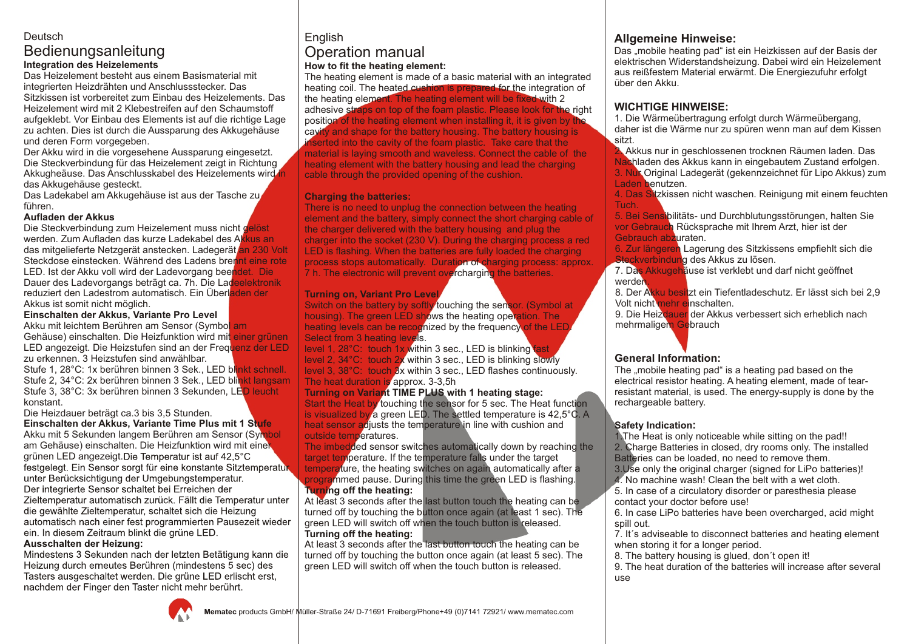Deutsch

# Bedienungsanleitung

### Integration des Heizelements

Das Heizelement besteht aus einem Basismaterial mit integrierten Heizdrähten und Anschlussstecker. Das Sitzkissen ist vorbereitet zum Einbau des Heizelements. Das Heizelement wird mit 2 Klebestreifen auf den Schaumstoff aufgeklebt. Vor Einbau des Elements ist auf die richtige Lage zu achten. Dies ist durch die Aussparung des Akkugehäuse und deren Form vorgegeben.
Der Akku wird in die vorgesehene Aussparung eingesetzt. Die Steckverbindung für das Heizelement zeigt in Richtung Akkugheäuse. Das Anschlusskabel des Heizelements wird in das Akkugehäuse gesteckt.
Das Ladekabel am Akkugehäuse ist aus der Tasche zu führen.

### Aufladen der Akkus

Die Steckverbindung zum Heizelement muss nicht gelöst werden. Zum Aufladen das kurze Ladekabel des Akkus an das mitgelieferte Netzgerät anstecken. Ladegerät an 230 Volt Steckdose einstecken. Während des Ladens brennt eine rote LED. Ist der Akku voll wird der Ladevorgang beendet. Die Dauer des Ladevorgangs beträgt ca. 7h. Die Ladeelektronik reduziert den Ladestrom automatisch. Ein Überladen der Akkus ist somit nicht möglich.

### Einschalten der Akkus, Variante Pro Level

Akku mit leichtem Berühren am Sensor (Symbol am Gehäuse) einschalten. Die Heizfunktion wird mit einer grünen LED angezeigt. Die Heizstufen sind an der Frequenz der LED zu erkennen. 3 Heizstufen sind anwählbar.
Stufe 1, 28°C: 1x berühren binnen 3 Sek., LED blinkt schnell.
Stufe 2, 34°C: 2x berühren binnen 3 Sek., LED blinkt langsam
Stufe 3, 38°C: 3x berühren binnen 3 Sekunden, LED leucht konstant.
Die Heizdauer beträgt ca.3 bis 3,5 Stunden.

### Einschalten der Akkus, Variante Time Plus mit 1 Stufe

Akku mit 5 Sekunden langem Berühren am Sensor (Symbol am Gehäuse) einschalten. Die Heizfunktion wird mit einer grünen LED angezeigt.Die Temperatur ist auf 42,5°C festgelegt. Ein Sensor sorgt für eine konstante Sitztemperatur unter Berücksichtigung der Umgebungstemperatur.
Der integrierte Sensor schaltet bei Erreichen der Zieltemperatur automatisch zurück. Fällt die Temperatur unter die gewählte Zieltemperatur, schaltet sich die Heizung automatisch nach einer fest programmierten Pausezeit wieder ein. In diesem Zeitraum blinkt die grüne LED.

### Ausschalten der Heizung:

Mindestens 3 Sekunden nach der letzten Betätigung kann die Heizung durch erneutes Berühren (mindestens 5 sec) des Tasters ausgeschaltet werden. Die grüne LED erlischt erst, nachdem der Finger den Taster nicht mehr berührt.

English

# Operation manual

### How to fit the heating element:

The heating element is made of a basic material with an integrated heating coil. The heated cushion is prepared for the integration of the heating element. The heating element will be fixed with 2 adhesive straps on top of the foam plastic. Please look for the right position of the heating element when installing it, it is given by the cavity and shape for the battery housing. The battery housing is inserted into the cavity of the foam plastic. Take care that the material is laying smooth and waveless. Connect the cable of the heating element with the battery housing and lead the charging cable through the provided opening of the cushion.

### Charging the batteries:

There is no need to unplug the connection between the heating element and the battery, simply connect the short charging cable of the charger delivered with the battery housing and plug the charger into the socket (230 V). During the charging process a red LED is flashing. When the batteries are fully loaded the charging process stops automatically. Duration of charging process: approx. 7 h. The electronic will prevent overcharging the batteries.

### Turning on, Variant Pro Level

Switch on the battery by softly touching the sensor. (Symbol at housing). The green LED shows the heating operation. The heating levels can be recognized by the frequency of the LED. Select from 3 heating levels.
level 1, 28°C: touch 1x within 3 sec., LED is blinking fast
level 2, 34°C: touch 2x within 3 sec., LED is blinking slowly
level 3, 38°C: touch 3x within 3 sec., LED flashes continuously.
The heat duration is approx. 3-3,5h

### Turning on Variant TIME PLUS with 1 heating stage:

Start the Heat by touching the sensor for 5 sec. The Heat function is visualized by a green LED. The settled temperature is 42,5°C. A heat sensor adjusts the temperature in line with cushion and outside temperatures.
The imbedded sensor switches automatically down by reaching the target temperature. If the temperature falls under the target temperature, the heating switches on again automatically after a programmed pause. During this time the green LED is flashing.

### Turning off the heating:

At least 3 seconds after the last button touch the heating can be turned off by touching the button once again (at least 1 sec). The green LED will switch off when the touch button is released.

### Turning off the heating:

At least 3 seconds after the last button touch the heating can be turned off by touching the button once again (at least 5 sec). The green LED will switch off when the touch button is released.

## Allgemeine Hinweise:

Das „mobile heating pad" ist ein Heizkissen auf der Basis der elektrischen Widerstandsheizung. Dabei wird ein Heizelement aus reißfestem Material erwärmt. Die Energiezufuhr erfolgt über den Akku.

## WICHTIGE HINWEISE:

1. Die Wärmeübertragung erfolgt durch Wärmeübergang, daher ist die Wärme nur zu spüren wenn man auf dem Kissen sitzt.
2. Akkus nur in geschlossenen trocknen Räumen laden. Das Nachladen des Akkus kann in eingebautem Zustand erfolgen.
3. Nur Original Ladegerät (gekennzeichnet für Lipo Akkus) zum Laden benutzen.
4. Das Sitzkissen nicht waschen. Reinigung mit einem feuchten Tuch.
5. Bei Sensibilitäts- und Durchblutungsstörungen, halten Sie vor Gebrauch Rücksprache mit Ihrem Arzt, hier ist der Gebrauch abzuraten.
6. Zur längeren Lagerung des Sitzkissens empfiehlt sich die Steckverbindung des Akkus zu lösen.
7. Das Akkugehäuse ist verklebt und darf nicht geöffnet werden.
8. Der Akku besitzt ein Tiefentladeschutz. Er lässt sich bei 2,9 Volt nicht mehr einschalten.
9. Die Heizdauer der Akkus verbessert sich erheblich nach mehrmaligem Gebrauch

## General Information:

The „mobile heating pad" is a heating pad based on the electrical resistor heating. A heating element, made of tear-resistant material, is used. The energy-supply is done by the rechargeable battery.

## Safety Indication:

1. The Heat is only noticeable while sitting on the pad!!
2. Charge Batteries in closed, dry rooms only. The installed Batteries can be loaded, no need to remove them.
3. Use only the original charger (signed for LiPo batteries)!
4. No machine wash! Clean the belt with a wet cloth.
5. In case of a circulatory disorder or paresthesia please contact your doctor before use!
6. In case LiPo batteries have been overcharged, acid might spill out.
7. It´s adviseable to disconnect batteries and heating element when storing it for a longer period.
8. The battery housing is glued, don´t open it!
9. The heat duration of the batteries will increase after several use

**Mematec** products GmbH/ Müller-Straße 24/ D-71691 Freiberg/Phone+49 (0)7141 72921/ www.mematec.com